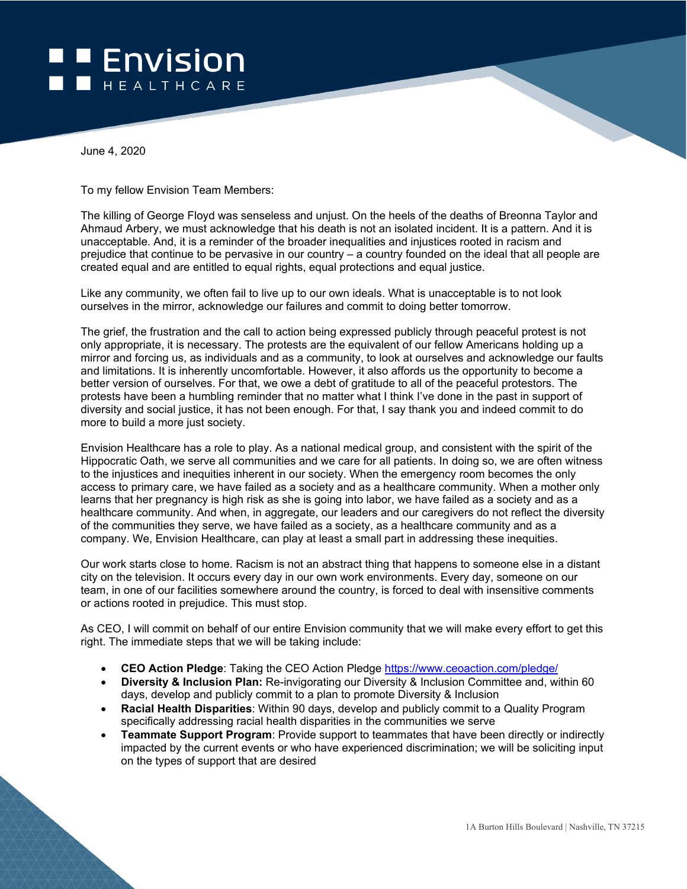# Envision HEALTHCARE

June 4, 2020

To my fellow Envision Team Members:

The killing of George Floyd was senseless and unjust. On the heels of the deaths of Breonna Taylor and Ahmaud Arbery, we must acknowledge that his death is not an isolated incident. It is a pattern. And it is unacceptable. And, it is a reminder of the broader inequalities and injustices rooted in racism and prejudice that continue to be pervasive in our country – a country founded on the ideal that all people are created equal and are entitled to equal rights, equal protections and equal justice.

Like any community, we often fail to live up to our own ideals. What is unacceptable is to not look ourselves in the mirror, acknowledge our failures and commit to doing better tomorrow.

The grief, the frustration and the call to action being expressed publicly through peaceful protest is not only appropriate, it is necessary. The protests are the equivalent of our fellow Americans holding up a mirror and forcing us, as individuals and as a community, to look at ourselves and acknowledge our faults and limitations. It is inherently uncomfortable. However, it also affords us the opportunity to become a better version of ourselves. For that, we owe a debt of gratitude to all of the peaceful protestors. The protests have been a humbling reminder that no matter what I think I've done in the past in support of diversity and social justice, it has not been enough. For that, I say thank you and indeed commit to do more to build a more just society.

Envision Healthcare has a role to play. As a national medical group, and consistent with the spirit of the Hippocratic Oath, we serve all communities and we care for all patients. In doing so, we are often witness to the injustices and inequities inherent in our society. When the emergency room becomes the only access to primary care, we have failed as a society and as a healthcare community. When a mother only learns that her pregnancy is high risk as she is going into labor, we have failed as a society and as a healthcare community. And when, in aggregate, our leaders and our caregivers do not reflect the diversity of the communities they serve, we have failed as a society, as a healthcare community and as a company. We, Envision Healthcare, can play at least a small part in addressing these inequities.

Our work starts close to home. Racism is not an abstract thing that happens to someone else in a distant city on the television. It occurs every day in our own work environments. Every day, someone on our team, in one of our facilities somewhere around the country, is forced to deal with insensitive comments or actions rooted in prejudice. This must stop.

As CEO, I will commit on behalf of our entire Envision community that we will make every effort to get this right. The immediate steps that we will be taking include:

- **CEO Action Pledge**: Taking the CEO Action Pledge https://www.ceoaction.com/pledge/
- **Diversity & Inclusion Plan:** Re-invigorating our Diversity & Inclusion Committee and, within 60 days, develop and publicly commit to a plan to promote Diversity & Inclusion
- **Racial Health Disparities**: Within 90 days, develop and publicly commit to a Quality Program specifically addressing racial health disparities in the communities we serve
- **Teammate Support Program**: Provide support to teammates that have been directly or indirectly impacted by the current events or who have experienced discrimination; we will be soliciting input on the types of support that are desired

1A Burton Hills Boulevard | Nashville, TN 37215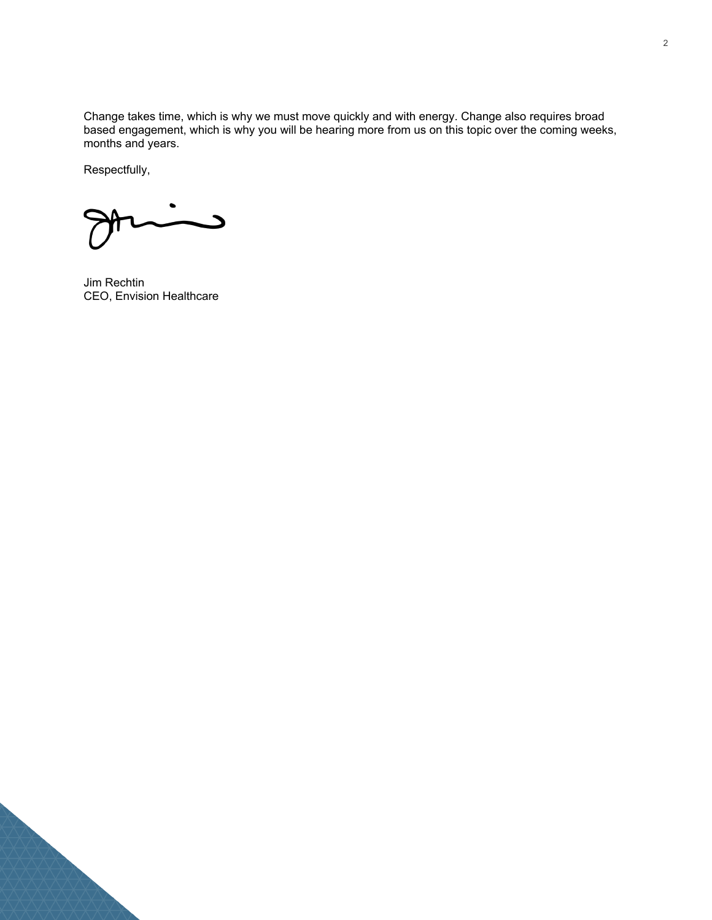Change takes time, which is why we must move quickly and with energy. Change also requires broad based engagement, which is why you will be hearing more from us on this topic over the coming weeks, months and years.

Respectfully,

Jim Rechtin
CEO, Envision Healthcare